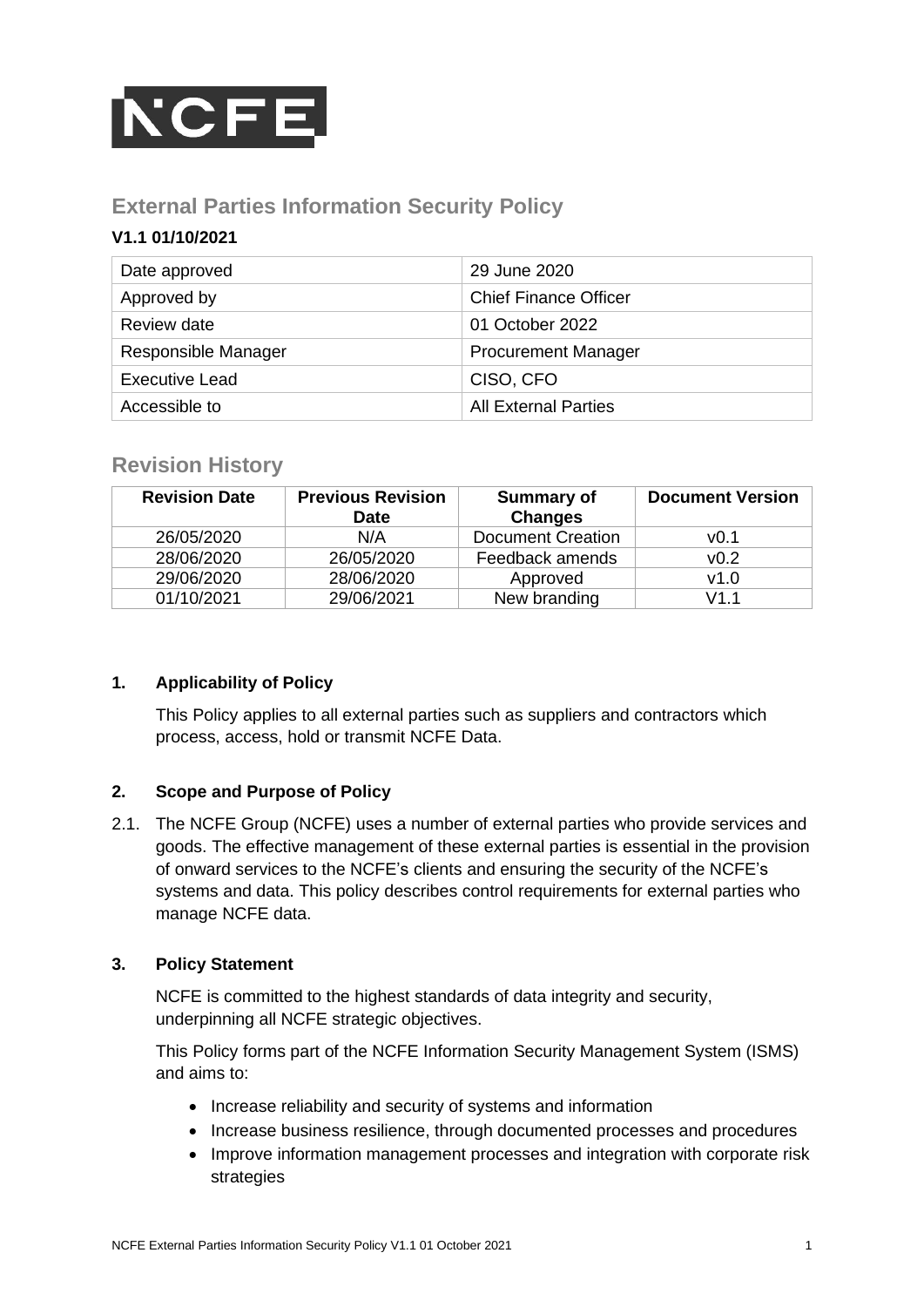NCFE

# External Parties Information Security Policy

**V1.1 01/10/2021**

| | |
|---|---|
| Date approved | 29 June 2020 |
| Approved by | Chief Finance Officer |
| Review date | 01 October 2022 |
| Responsible Manager | Procurement Manager |
| Executive Lead | CISO, CFO |
| Accessible to | All External Parties |

## Revision History

| Revision Date | Previous Revision Date | Summary of Changes | Document Version |
|---|---|---|---|
| 26/05/2020 | N/A | Document Creation | v0.1 |
| 28/06/2020 | 26/05/2020 | Feedback amends | v0.2 |
| 29/06/2020 | 28/06/2020 | Approved | v1.0 |
| 01/10/2021 | 29/06/2021 | New branding | V1.1 |

### 1. Applicability of Policy

This Policy applies to all external parties such as suppliers and contractors which process, access, hold or transmit NCFE Data.

### 2. Scope and Purpose of Policy

2.1. The NCFE Group (NCFE) uses a number of external parties who provide services and goods. The effective management of these external parties is essential in the provision of onward services to the NCFE's clients and ensuring the security of the NCFE's systems and data. This policy describes control requirements for external parties who manage NCFE data.

### 3. Policy Statement

NCFE is committed to the highest standards of data integrity and security, underpinning all NCFE strategic objectives.

This Policy forms part of the NCFE Information Security Management System (ISMS) and aims to:

- Increase reliability and security of systems and information
- Increase business resilience, through documented processes and procedures
- Improve information management processes and integration with corporate risk strategies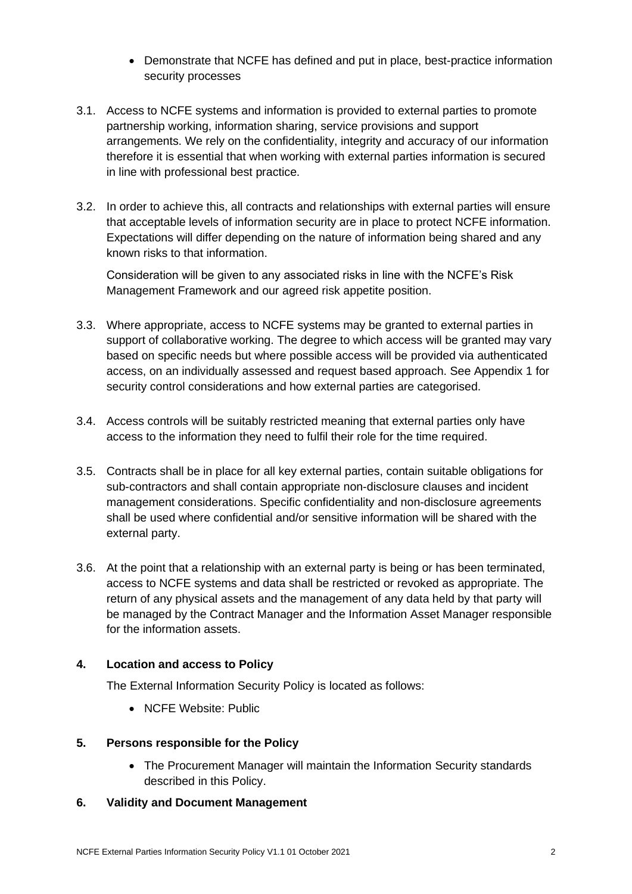- Demonstrate that NCFE has defined and put in place, best-practice information security processes

3.1. Access to NCFE systems and information is provided to external parties to promote partnership working, information sharing, service provisions and support arrangements. We rely on the confidentiality, integrity and accuracy of our information therefore it is essential that when working with external parties information is secured in line with professional best practice.

3.2. In order to achieve this, all contracts and relationships with external parties will ensure that acceptable levels of information security are in place to protect NCFE information. Expectations will differ depending on the nature of information being shared and any known risks to that information.

Consideration will be given to any associated risks in line with the NCFE's Risk Management Framework and our agreed risk appetite position.

3.3. Where appropriate, access to NCFE systems may be granted to external parties in support of collaborative working. The degree to which access will be granted may vary based on specific needs but where possible access will be provided via authenticated access, on an individually assessed and request based approach. See Appendix 1 for security control considerations and how external parties are categorised.

3.4. Access controls will be suitably restricted meaning that external parties only have access to the information they need to fulfil their role for the time required.

3.5. Contracts shall be in place for all key external parties, contain suitable obligations for sub-contractors and shall contain appropriate non-disclosure clauses and incident management considerations. Specific confidentiality and non-disclosure agreements shall be used where confidential and/or sensitive information will be shared with the external party.

3.6. At the point that a relationship with an external party is being or has been terminated, access to NCFE systems and data shall be restricted or revoked as appropriate. The return of any physical assets and the management of any data held by that party will be managed by the Contract Manager and the Information Asset Manager responsible for the information assets.

## 4. Location and access to Policy

The External Information Security Policy is located as follows:

- NCFE Website: Public

## 5. Persons responsible for the Policy

- The Procurement Manager will maintain the Information Security standards described in this Policy.

## 6. Validity and Document Management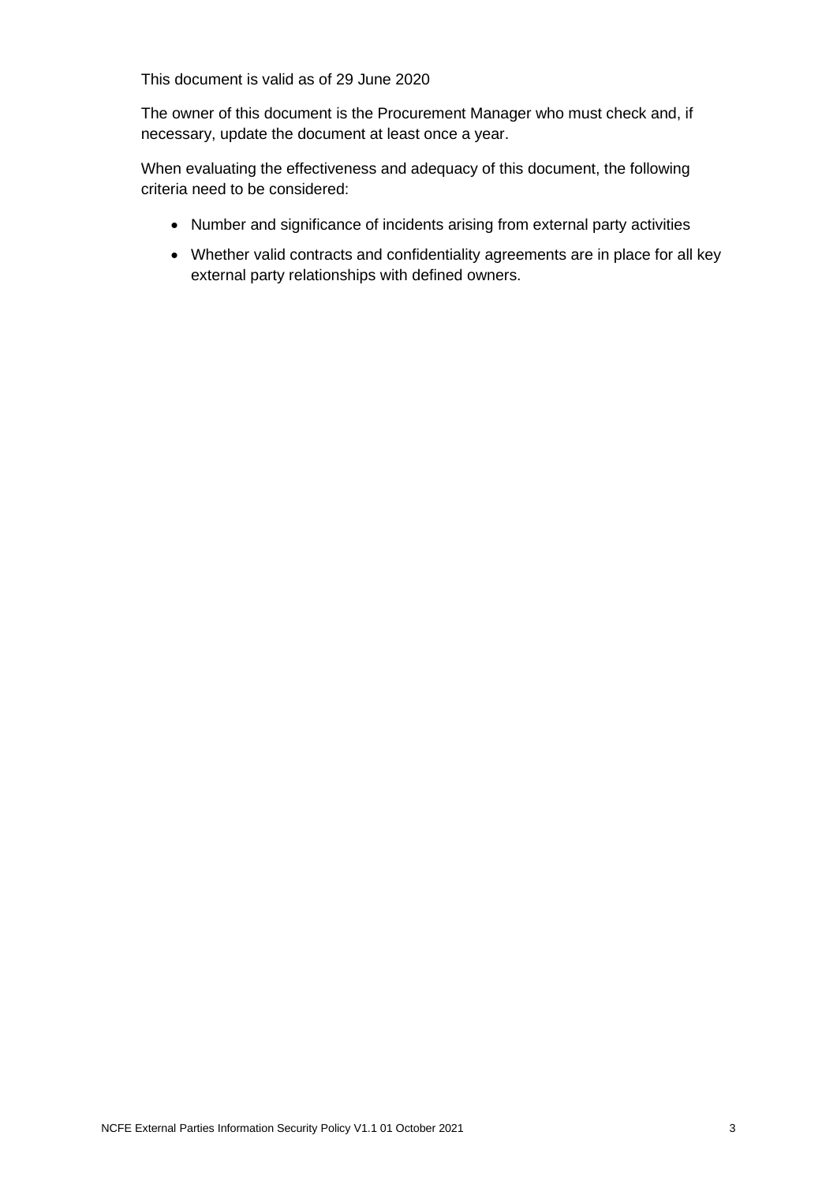This document is valid as of 29 June 2020

The owner of this document is the Procurement Manager who must check and, if necessary, update the document at least once a year.

When evaluating the effectiveness and adequacy of this document, the following criteria need to be considered:

- Number and significance of incidents arising from external party activities
- Whether valid contracts and confidentiality agreements are in place for all key external party relationships with defined owners.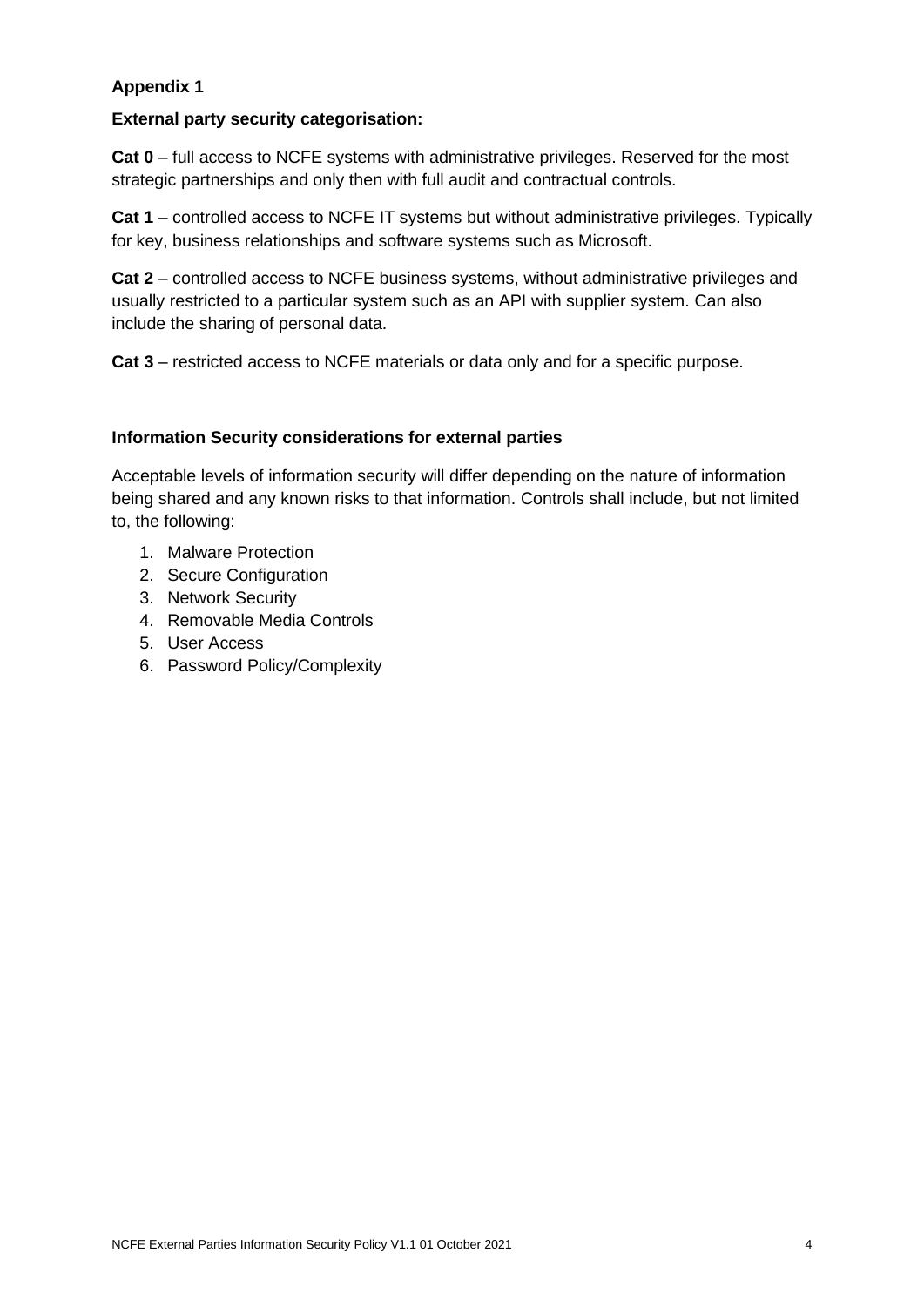## Appendix 1

**External party security categorisation:**

**Cat 0** – full access to NCFE systems with administrative privileges. Reserved for the most strategic partnerships and only then with full audit and contractual controls.

**Cat 1** – controlled access to NCFE IT systems but without administrative privileges. Typically for key, business relationships and software systems such as Microsoft.

**Cat 2** – controlled access to NCFE business systems, without administrative privileges and usually restricted to a particular system such as an API with supplier system. Can also include the sharing of personal data.

**Cat 3** – restricted access to NCFE materials or data only and for a specific purpose.

### Information Security considerations for external parties

Acceptable levels of information security will differ depending on the nature of information being shared and any known risks to that information. Controls shall include, but not limited to, the following:

1. Malware Protection
2. Secure Configuration
3. Network Security
4. Removable Media Controls
5. User Access
6. Password Policy/Complexity